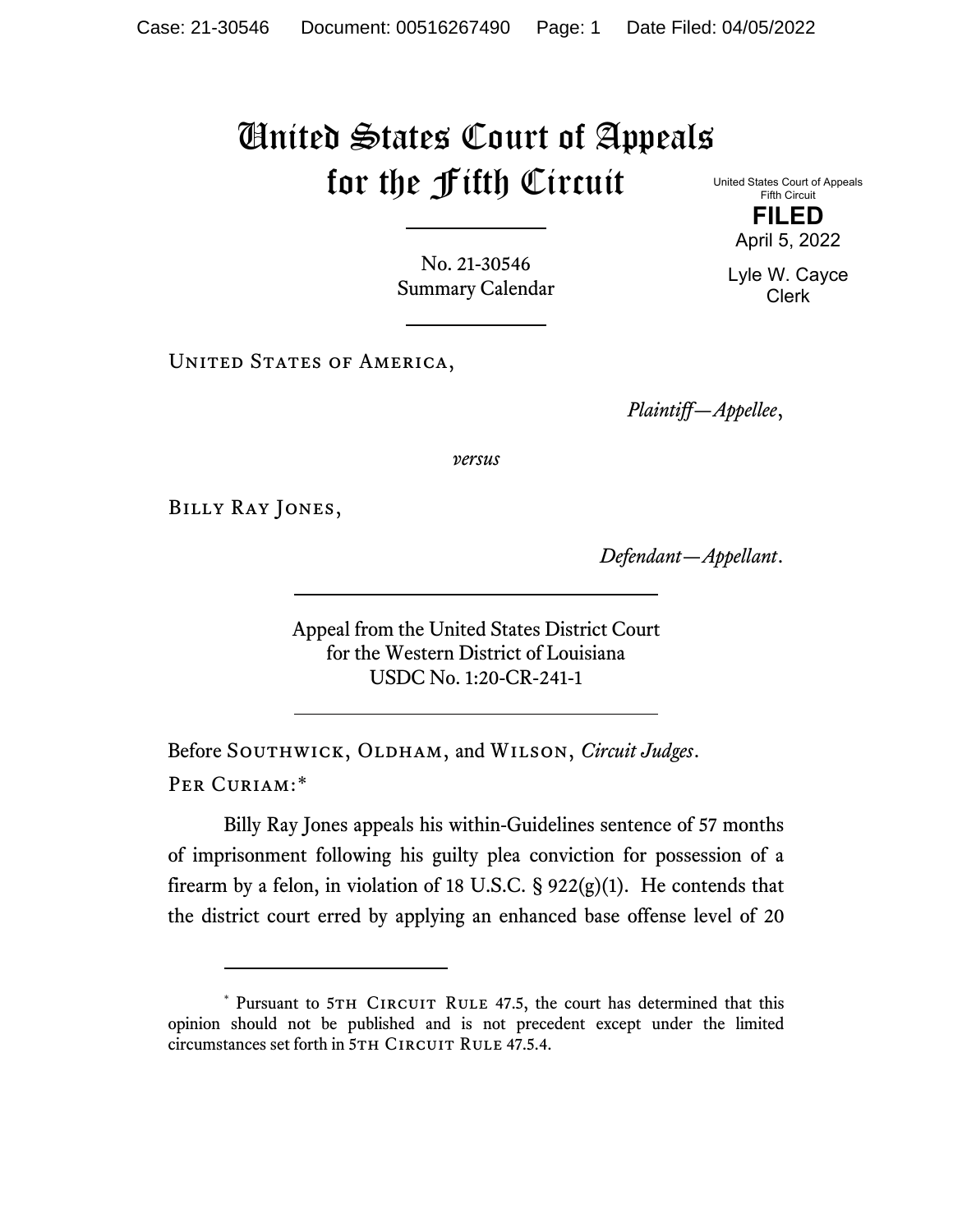# United States Court of Appeals for the Fifth Circuit

United States Court of Appeals
Fifth Circuit

**FILED**

April 5, 2022

Lyle W. Cayce
Clerk

No. 21-30546
Summary Calendar

United States of America,

*Plaintiff—Appellee*,

*versus*

Billy Ray Jones,

*Defendant—Appellant*.

Appeal from the United States District Court
for the Western District of Louisiana
USDC No. 1:20-CR-241-1

Before Southwick, Oldham, and Wilson, *Circuit Judges*.

Per Curiam:*

Billy Ray Jones appeals his within-Guidelines sentence of 57 months of imprisonment following his guilty plea conviction for possession of a firearm by a felon, in violation of 18 U.S.C. § 922(g)(1). He contends that the district court erred by applying an enhanced base offense level of 20

---

* Pursuant to 5th Circuit Rule 47.5, the court has determined that this opinion should not be published and is not precedent except under the limited circumstances set forth in 5th Circuit Rule 47.5.4.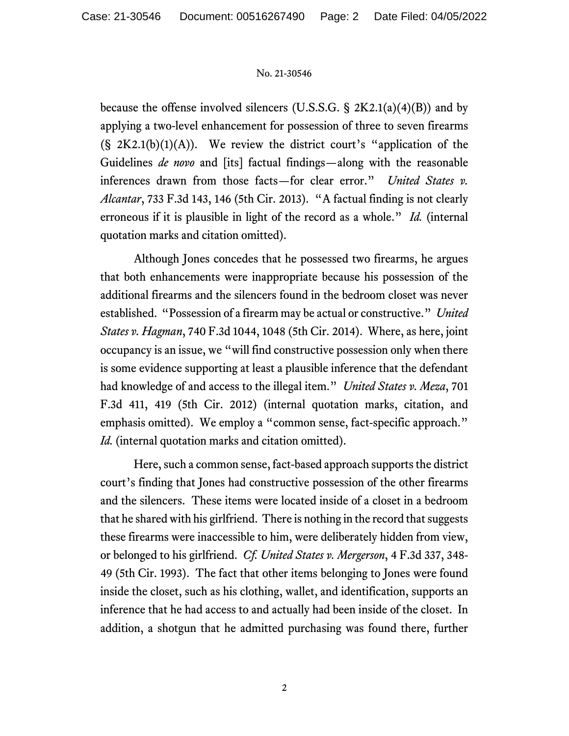because the offense involved silencers (U.S.S.G. § 2K2.1(a)(4)(B)) and by applying a two-level enhancement for possession of three to seven firearms (§ 2K2.1(b)(1)(A)). We review the district court's "application of the Guidelines *de novo* and [its] factual findings—along with the reasonable inferences drawn from those facts—for clear error." *United States v. Alcantar*, 733 F.3d 143, 146 (5th Cir. 2013). "A factual finding is not clearly erroneous if it is plausible in light of the record as a whole." *Id.* (internal quotation marks and citation omitted).

Although Jones concedes that he possessed two firearms, he argues that both enhancements were inappropriate because his possession of the additional firearms and the silencers found in the bedroom closet was never established. "Possession of a firearm may be actual or constructive." *United States v. Hagman*, 740 F.3d 1044, 1048 (5th Cir. 2014). Where, as here, joint occupancy is an issue, we "will find constructive possession only when there is some evidence supporting at least a plausible inference that the defendant had knowledge of and access to the illegal item." *United States v. Meza*, 701 F.3d 411, 419 (5th Cir. 2012) (internal quotation marks, citation, and emphasis omitted). We employ a "common sense, fact-specific approach." *Id.* (internal quotation marks and citation omitted).

Here, such a common sense, fact-based approach supports the district court's finding that Jones had constructive possession of the other firearms and the silencers. These items were located inside of a closet in a bedroom that he shared with his girlfriend. There is nothing in the record that suggests these firearms were inaccessible to him, were deliberately hidden from view, or belonged to his girlfriend. *Cf. United States v. Mergerson*, 4 F.3d 337, 348-49 (5th Cir. 1993). The fact that other items belonging to Jones were found inside the closet, such as his clothing, wallet, and identification, supports an inference that he had access to and actually had been inside of the closet. In addition, a shotgun that he admitted purchasing was found there, further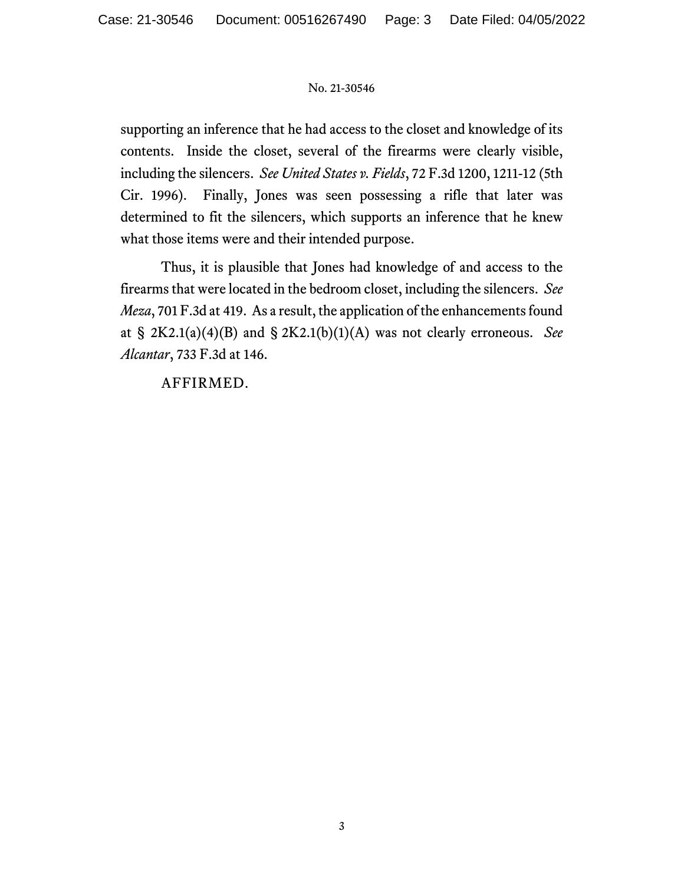supporting an inference that he had access to the closet and knowledge of its contents. Inside the closet, several of the firearms were clearly visible, including the silencers. *See United States v. Fields*, 72 F.3d 1200, 1211-12 (5th Cir. 1996). Finally, Jones was seen possessing a rifle that later was determined to fit the silencers, which supports an inference that he knew what those items were and their intended purpose.

Thus, it is plausible that Jones had knowledge of and access to the firearms that were located in the bedroom closet, including the silencers. *See Meza*, 701 F.3d at 419. As a result, the application of the enhancements found at § 2K2.1(a)(4)(B) and § 2K2.1(b)(1)(A) was not clearly erroneous. *See Alcantar*, 733 F.3d at 146.

AFFIRMED.